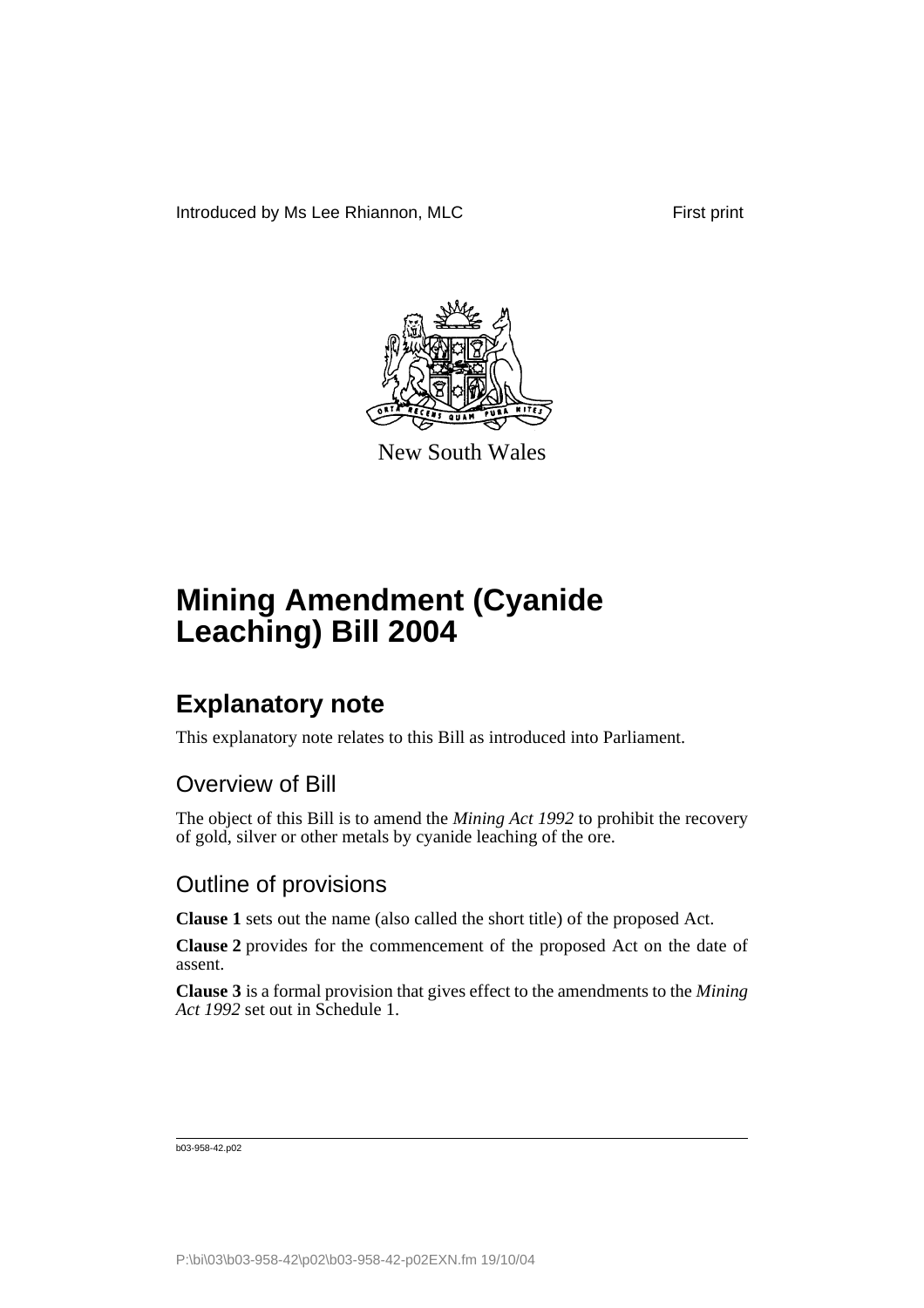Introduced by Ms Lee Rhiannon, MLC

First print

New South Wales

# Mining Amendment (Cyanide Leaching) Bill 2004

## Explanatory note

This explanatory note relates to this Bill as introduced into Parliament.

### Overview of Bill

The object of this Bill is to amend the *Mining Act 1992* to prohibit the recovery of gold, silver or other metals by cyanide leaching of the ore.

### Outline of provisions

**Clause 1** sets out the name (also called the short title) of the proposed Act.

**Clause 2** provides for the commencement of the proposed Act on the date of assent.

**Clause 3** is a formal provision that gives effect to the amendments to the *Mining Act 1992* set out in Schedule 1.

b03-958-42.p02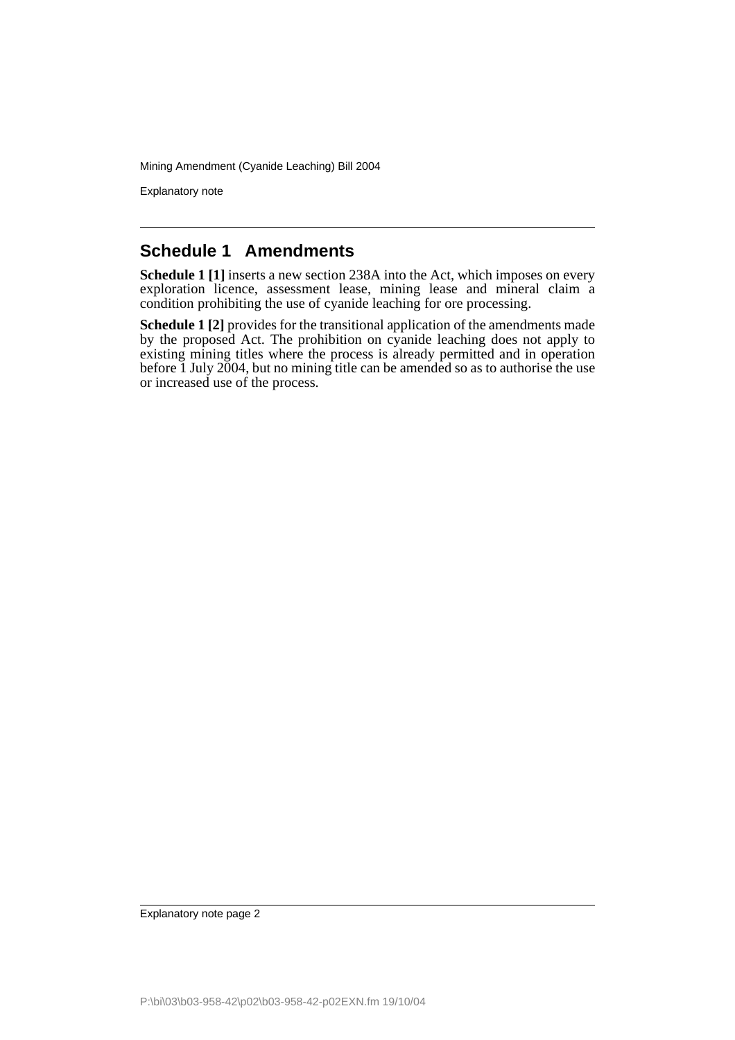## Schedule 1 Amendments

**Schedule 1 [1]** inserts a new section 238A into the Act, which imposes on every exploration licence, assessment lease, mining lease and mineral claim a condition prohibiting the use of cyanide leaching for ore processing.

**Schedule 1 [2]** provides for the transitional application of the amendments made by the proposed Act. The prohibition on cyanide leaching does not apply to existing mining titles where the process is already permitted and in operation before 1 July 2004, but no mining title can be amended so as to authorise the use or increased use of the process.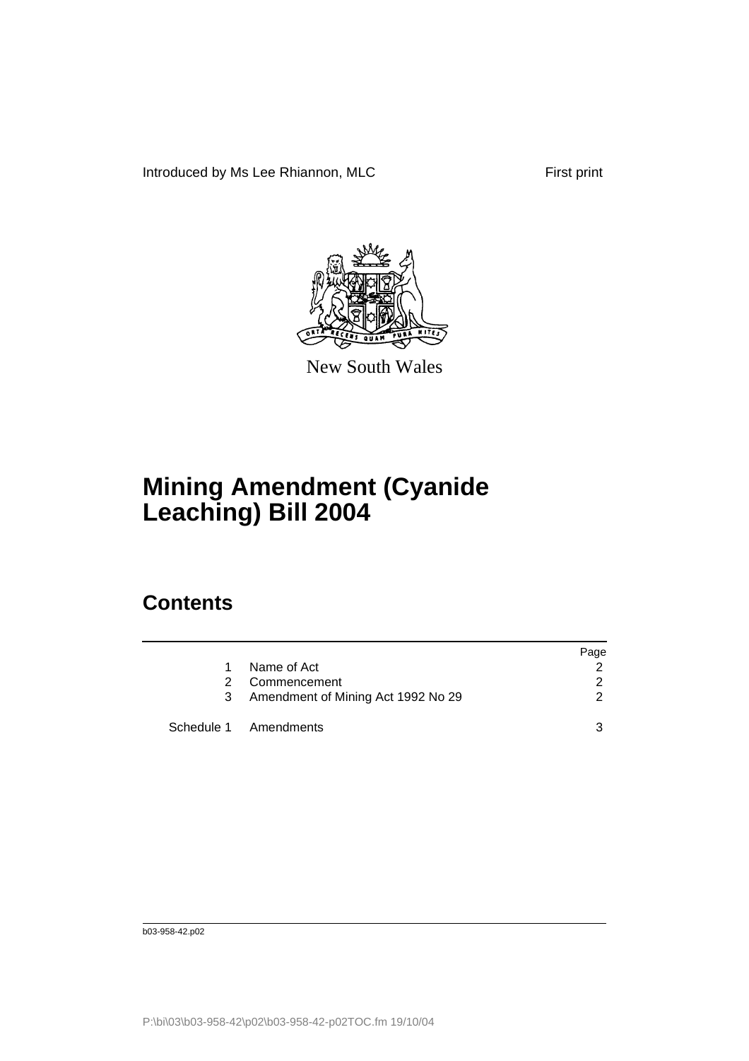Introduced by Ms Lee Rhiannon, MLC First print

New South Wales

# Mining Amendment (Cyanide Leaching) Bill 2004

## Contents

| | | Page |
|---|---|---|
| 1 | Name of Act | 2 |
| 2 | Commencement | 2 |
| 3 | Amendment of Mining Act 1992 No 29 | 2 |
| Schedule 1 | Amendments | 3 |

b03-958-42.p02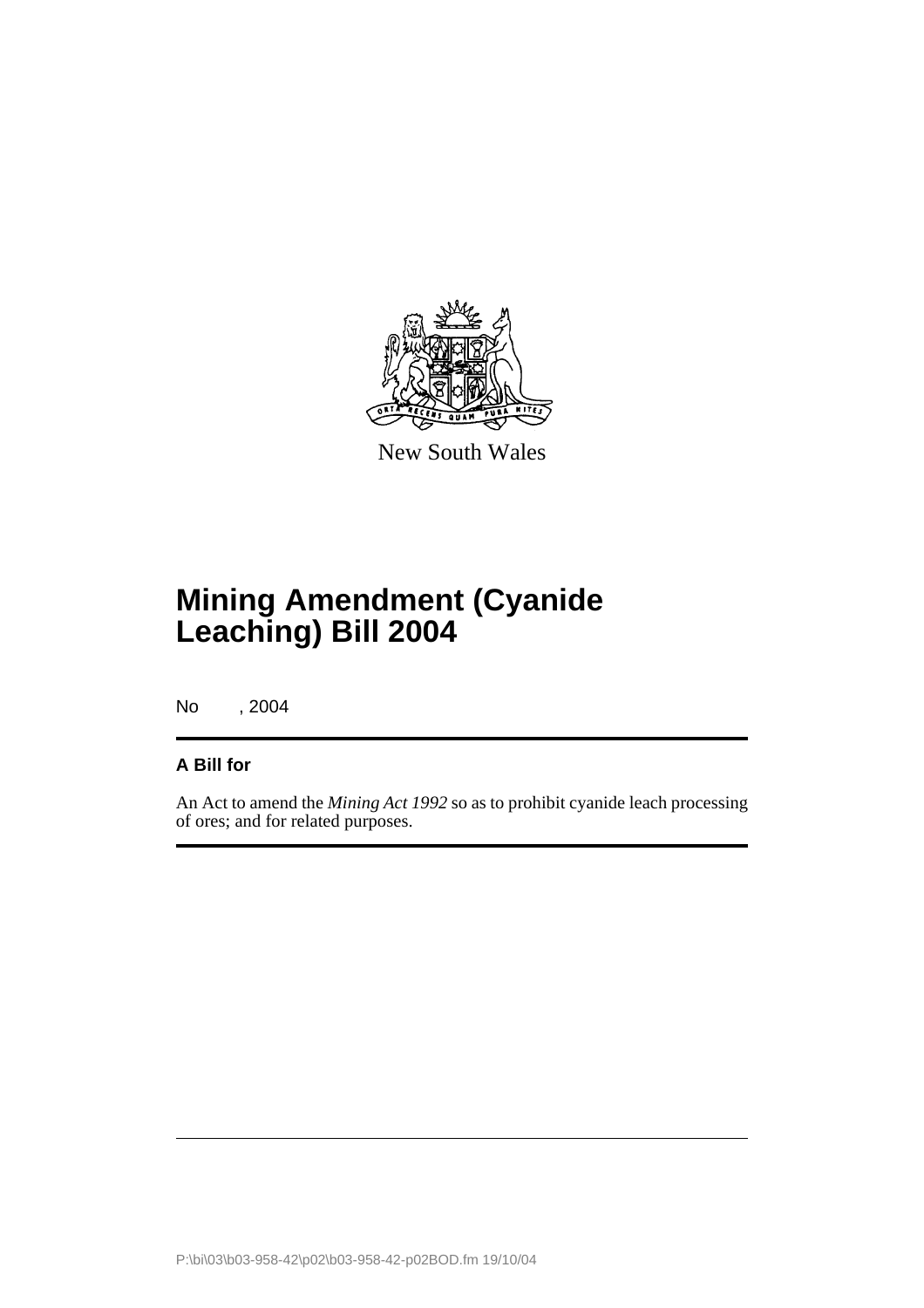New South Wales

# Mining Amendment (Cyanide Leaching) Bill 2004

No , 2004

**A Bill for**

An Act to amend the *Mining Act 1992* so as to prohibit cyanide leach processing of ores; and for related purposes.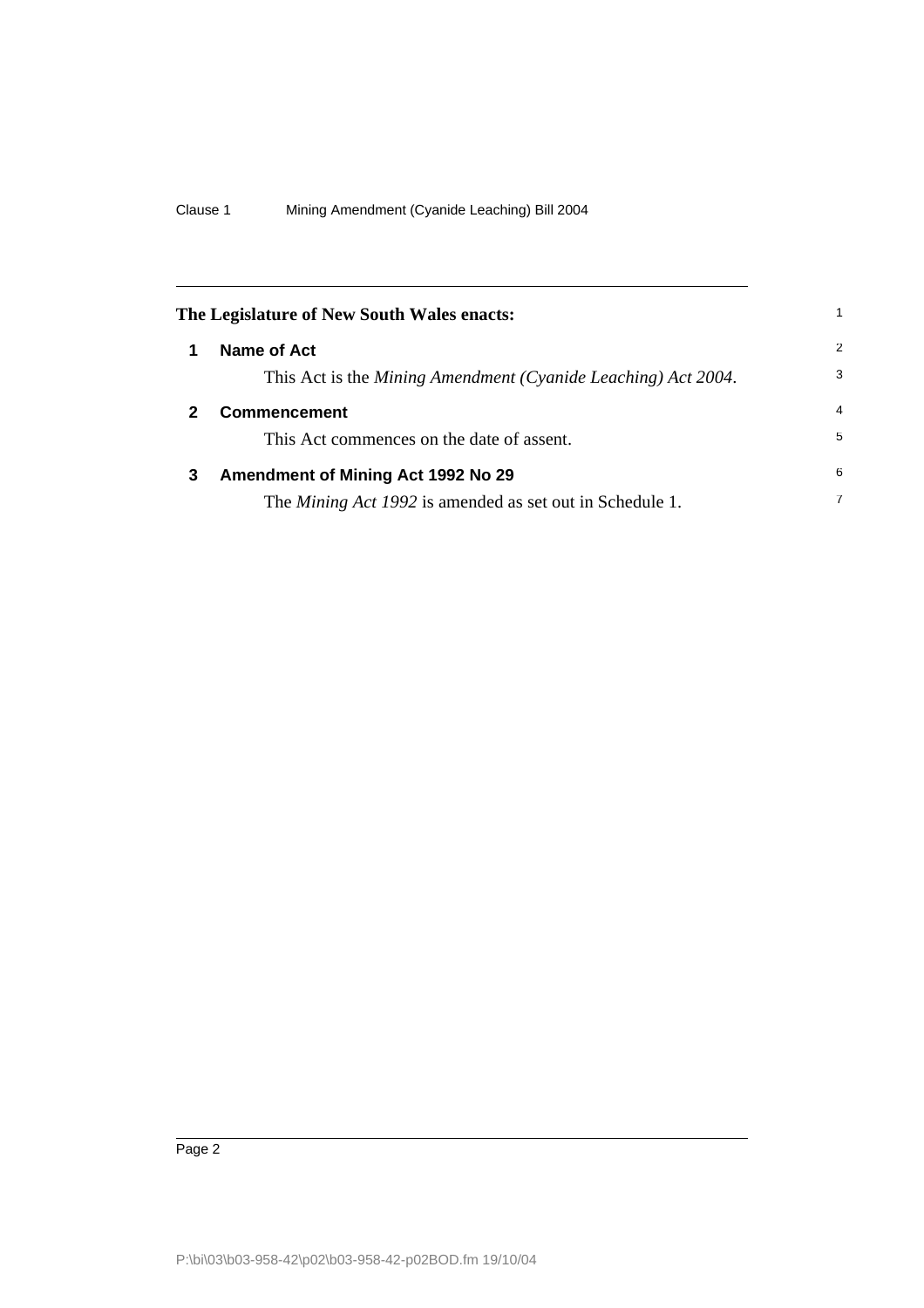**The Legislature of New South Wales enacts:**

## 1 Name of Act

This Act is the *Mining Amendment (Cyanide Leaching) Act 2004*.

## 2 Commencement

This Act commences on the date of assent.

## 3 Amendment of Mining Act 1992 No 29

The *Mining Act 1992* is amended as set out in Schedule 1.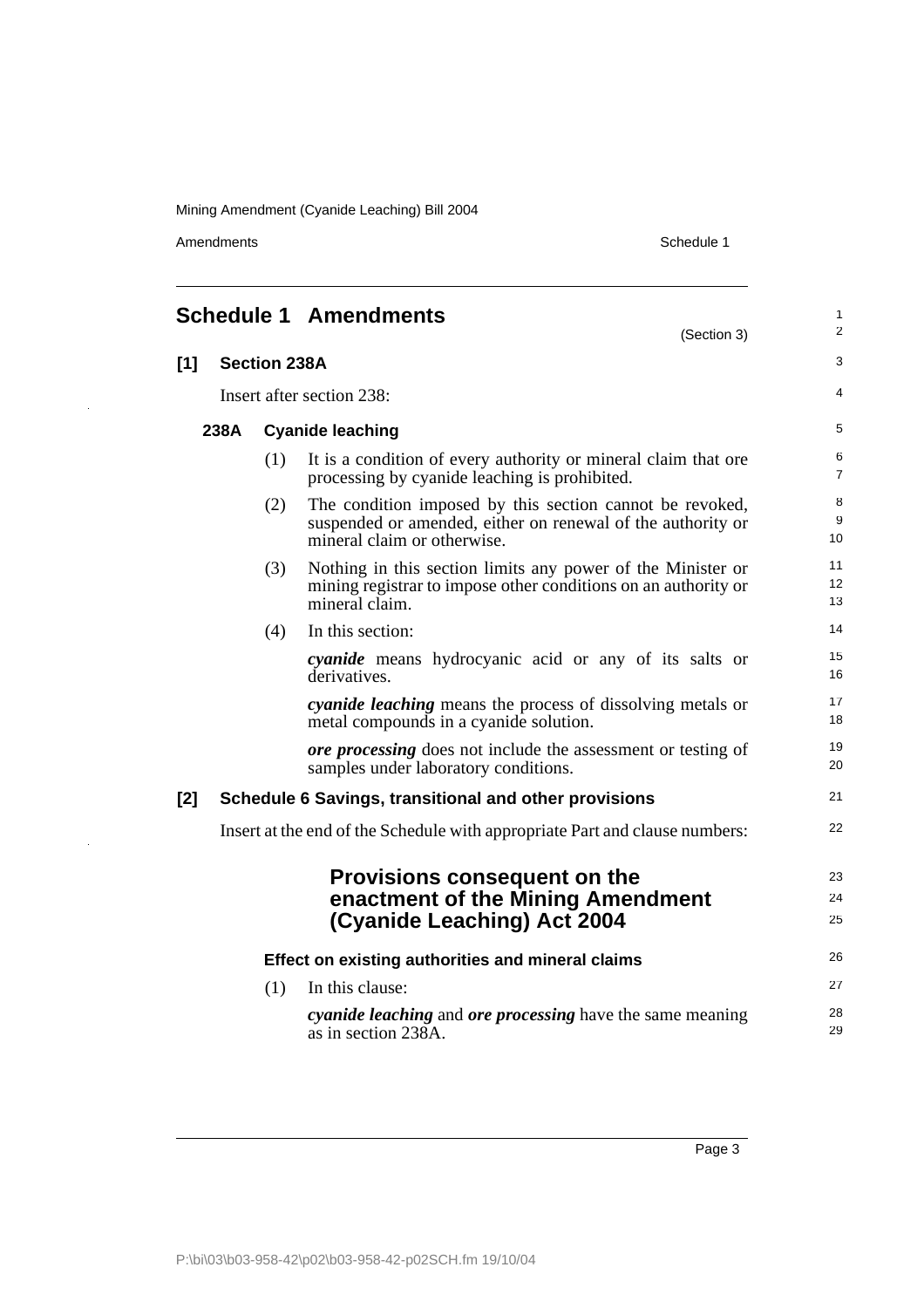# Schedule 1 Amendments

(Section 3)

## [1] Section 238A

Insert after section 238:

### 238A Cyanide leaching

(1) It is a condition of every authority or mineral claim that ore processing by cyanide leaching is prohibited.

(2) The condition imposed by this section cannot be revoked, suspended or amended, either on renewal of the authority or mineral claim or otherwise.

(3) Nothing in this section limits any power of the Minister or mining registrar to impose other conditions on an authority or mineral claim.

(4) In this section:

***cyanide*** means hydrocyanic acid or any of its salts or derivatives.

***cyanide leaching*** means the process of dissolving metals or metal compounds in a cyanide solution.

***ore processing*** does not include the assessment or testing of samples under laboratory conditions.

## [2] Schedule 6 Savings, transitional and other provisions

Insert at the end of the Schedule with appropriate Part and clause numbers:

### Provisions consequent on the enactment of the Mining Amendment (Cyanide Leaching) Act 2004

#### Effect on existing authorities and mineral claims

(1) In this clause:

***cyanide leaching*** and ***ore processing*** have the same meaning as in section 238A.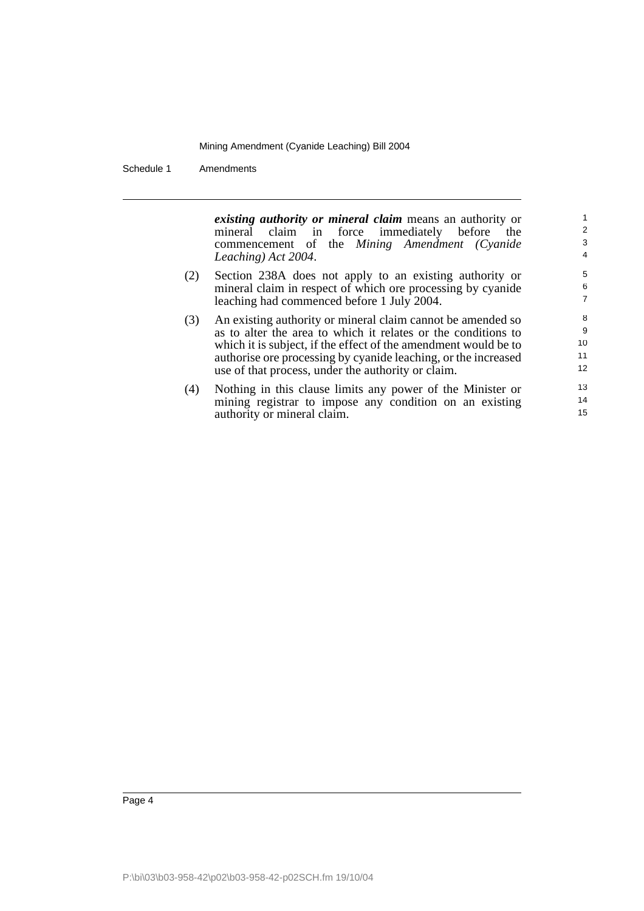***existing authority or mineral claim*** means an authority or mineral claim in force immediately before the commencement of the *Mining Amendment (Cyanide Leaching) Act 2004*.

(2) Section 238A does not apply to an existing authority or mineral claim in respect of which ore processing by cyanide leaching had commenced before 1 July 2004.

(3) An existing authority or mineral claim cannot be amended so as to alter the area to which it relates or the conditions to which it is subject, if the effect of the amendment would be to authorise ore processing by cyanide leaching, or the increased use of that process, under the authority or claim.

(4) Nothing in this clause limits any power of the Minister or mining registrar to impose any condition on an existing authority or mineral claim.